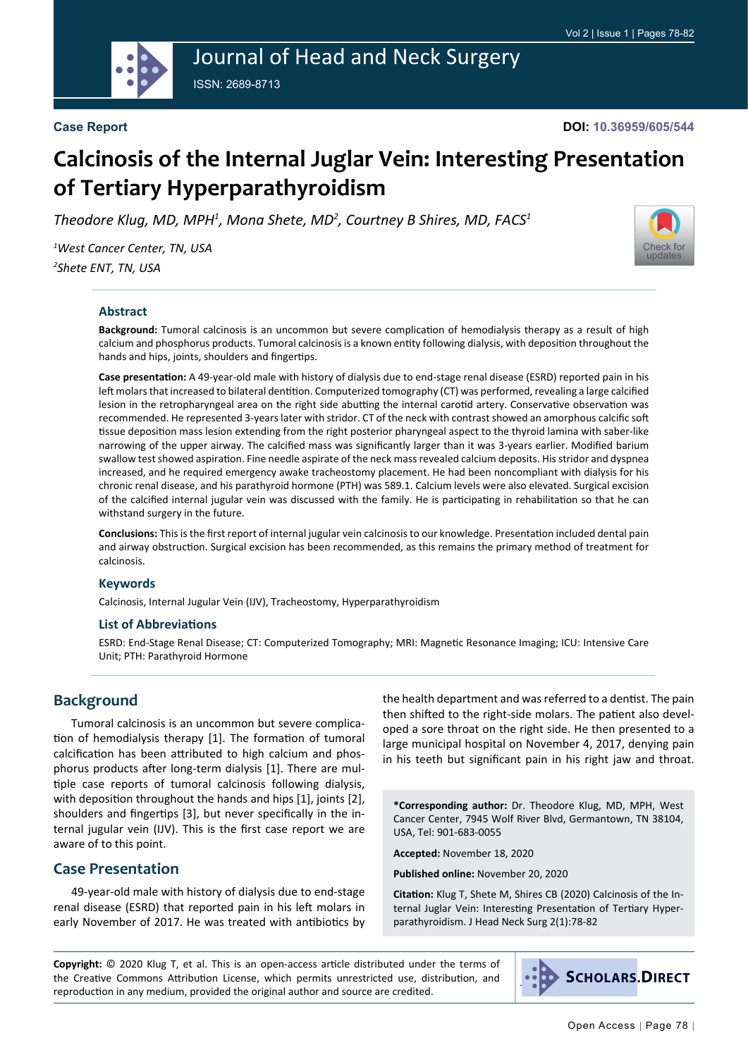Case Report

DOI: 10.36959/605/544

# Calcinosis of the Internal Juglar Vein: Interesting Presentation of Tertiary Hyperparathyroidism

*Theodore Klug, MD, MPH[1], Mona Shete, MD[2], Courtney B Shires, MD, FACS[1]*

*[1]West Cancer Center, TN, USA*
*[2]Shete ENT, TN, USA*

## Abstract

**Background:** Tumoral calcinosis is an uncommon but severe complication of hemodialysis therapy as a result of high calcium and phosphorus products. Tumoral calcinosis is a known entity following dialysis, with deposition throughout the hands and hips, joints, shoulders and fingertips.

**Case presentation:** A 49-year-old male with history of dialysis due to end-stage renal disease (ESRD) reported pain in his left molars that increased to bilateral dentition. Computerized tomography (CT) was performed, revealing a large calcified lesion in the retropharyngeal area on the right side abutting the internal carotid artery. Conservative observation was recommended. He represented 3-years later with stridor. CT of the neck with contrast showed an amorphous calcific soft tissue deposition mass lesion extending from the right posterior pharyngeal aspect to the thyroid lamina with saber-like narrowing of the upper airway. The calcified mass was significantly larger than it was 3-years earlier. Modified barium swallow test showed aspiration. Fine needle aspirate of the neck mass revealed calcium deposits. His stridor and dyspnea increased, and he required emergency awake tracheostomy placement. He had been noncompliant with dialysis for his chronic renal disease, and his parathyroid hormone (PTH) was 589.1. Calcium levels were also elevated. Surgical excision of the calcified internal jugular vein was discussed with the family. He is participating in rehabilitation so that he can withstand surgery in the future.

**Conclusions:** This is the first report of internal jugular vein calcinosis to our knowledge. Presentation included dental pain and airway obstruction. Surgical excision has been recommended, as this remains the primary method of treatment for calcinosis.

### Keywords

Calcinosis, Internal Jugular Vein (IJV), Tracheostomy, Hyperparathyroidism

### List of Abbreviations

ESRD: End-Stage Renal Disease; CT: Computerized Tomography; MRI: Magnetic Resonance Imaging; ICU: Intensive Care Unit; PTH: Parathyroid Hormone

## Background

Tumoral calcinosis is an uncommon but severe complication of hemodialysis therapy [1]. The formation of tumoral calcification has been attributed to high calcium and phosphorus products after long-term dialysis [1]. There are multiple case reports of tumoral calcinosis following dialysis, with deposition throughout the hands and hips [1], joints [2], shoulders and fingertips [3], but never specifically in the internal jugular vein (IJV). This is the first case report we are aware of to this point.

## Case Presentation

49-year-old male with history of dialysis due to end-stage renal disease (ESRD) that reported pain in his left molars in early November of 2017. He was treated with antibiotics by the health department and was referred to a dentist. The pain then shifted to the right-side molars. The patient also developed a sore throat on the right side. He then presented to a large municipal hospital on November 4, 2017, denying pain in his teeth but significant pain in his right jaw and throat.

**\*Corresponding author:** Dr. Theodore Klug, MD, MPH, West Cancer Center, 7945 Wolf River Blvd, Germantown, TN 38104, USA, Tel: 901-683-0055

**Accepted:** November 18, 2020

**Published online:** November 20, 2020

**Citation:** Klug T, Shete M, Shires CB (2020) Calcinosis of the Internal Juglar Vein: Interesting Presentation of Tertiary Hyperparathyroidism. J Head Neck Surg 2(1):78-82

**Copyright:** © 2020 Klug T, et al. This is an open-access article distributed under the terms of the Creative Commons Attribution License, which permits unrestricted use, distribution, and reproduction in any medium, provided the original author and source are credited.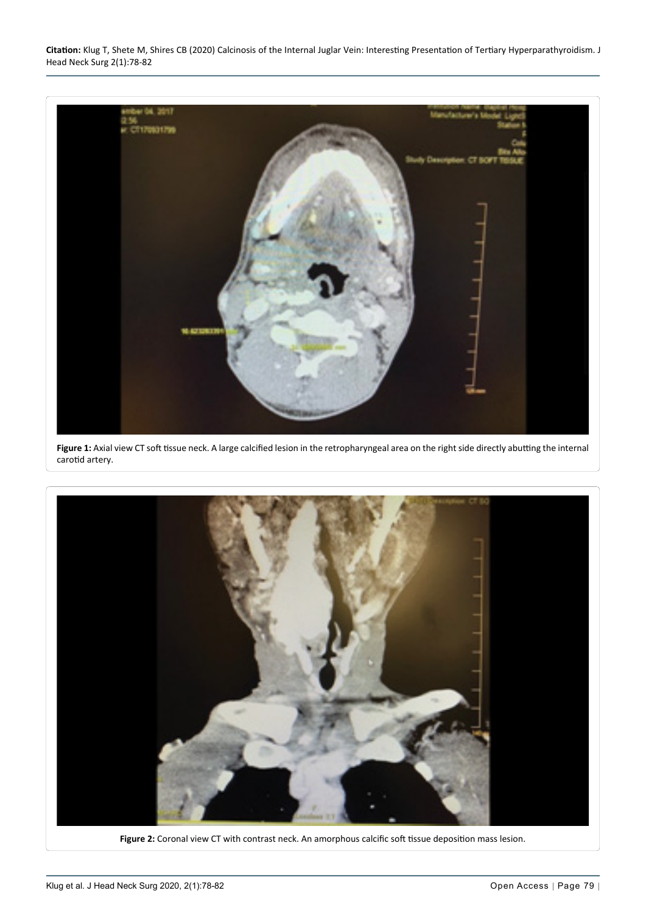**Figure 1:** Axial view CT soft tissue neck. A large calcified lesion in the retropharyngeal area on the right side directly abutting the internal carotid artery.

**Figure 2:** Coronal view CT with contrast neck. An amorphous calcific soft tissue deposition mass lesion.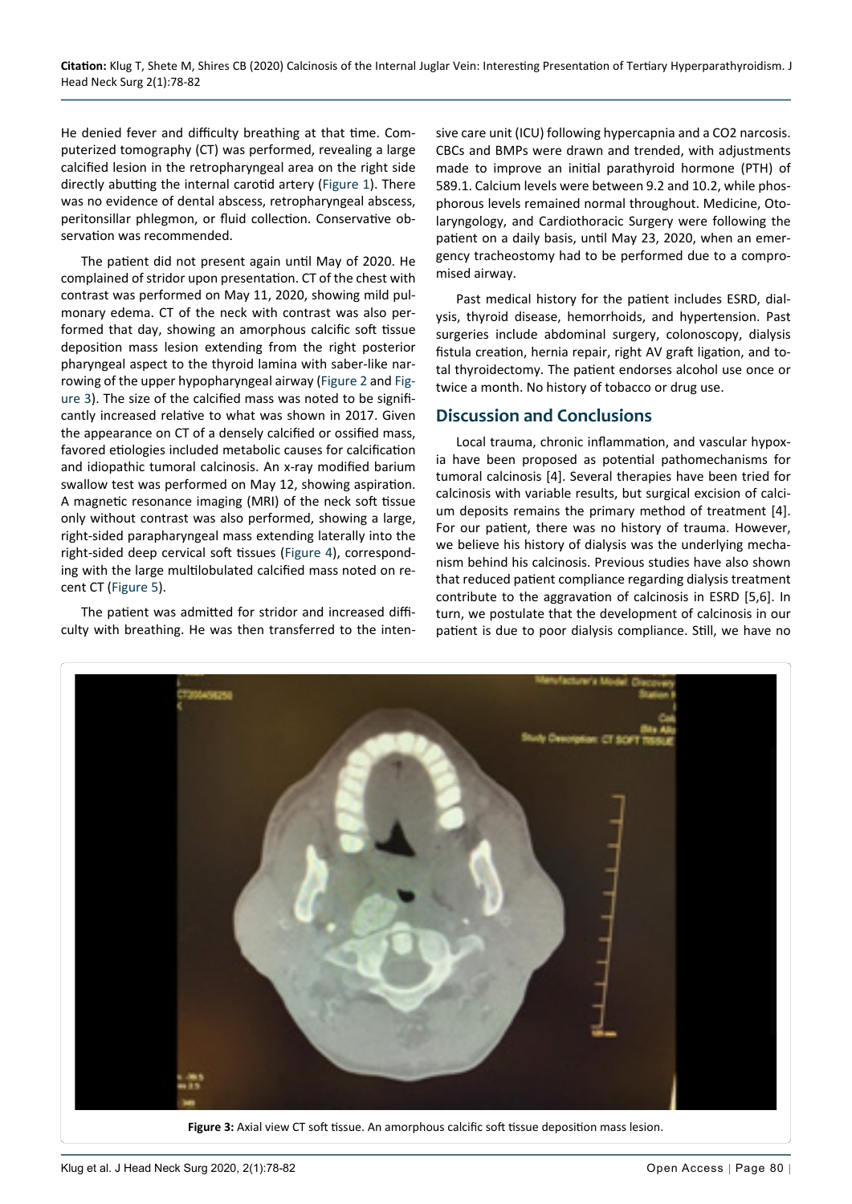He denied fever and difficulty breathing at that time. Computerized tomography (CT) was performed, revealing a large calcified lesion in the retropharyngeal area on the right side directly abutting the internal carotid artery (Figure 1). There was no evidence of dental abscess, retropharyngeal abscess, peritonsillar phlegmon, or fluid collection. Conservative observation was recommended.

The patient did not present again until May of 2020. He complained of stridor upon presentation. CT of the chest with contrast was performed on May 11, 2020, showing mild pulmonary edema. CT of the neck with contrast was also performed that day, showing an amorphous calcific soft tissue deposition mass lesion extending from the right posterior pharyngeal aspect to the thyroid lamina with saber-like narrowing of the upper hypopharyngeal airway (Figure 2 and Figure 3). The size of the calcified mass was noted to be significantly increased relative to what was shown in 2017. Given the appearance on CT of a densely calcified or ossified mass, favored etiologies included metabolic causes for calcification and idiopathic tumoral calcinosis. An x-ray modified barium swallow test was performed on May 12, showing aspiration. A magnetic resonance imaging (MRI) of the neck soft tissue only without contrast was also performed, showing a large, right-sided parapharyngeal mass extending laterally into the right-sided deep cervical soft tissues (Figure 4), corresponding with the large multilobulated calcified mass noted on recent CT (Figure 5).

The patient was admitted for stridor and increased difficulty with breathing. He was then transferred to the intensive care unit (ICU) following hypercapnia and a $CO_2$ narcosis. CBCs and BMPs were drawn and trended, with adjustments made to improve an initial parathyroid hormone (PTH) of 589.1. Calcium levels were between 9.2 and 10.2, while phosphorous levels remained normal throughout. Medicine, Otolaryngology, and Cardiothoracic Surgery were following the patient on a daily basis, until May 23, 2020, when an emergency tracheostomy had to be performed due to a compromised airway.

Past medical history for the patient includes ESRD, dialysis, thyroid disease, hemorrhoids, and hypertension. Past surgeries include abdominal surgery, colonoscopy, dialysis fistula creation, hernia repair, right AV graft ligation, and total thyroidectomy. The patient endorses alcohol use once or twice a month. No history of tobacco or drug use.

## Discussion and Conclusions

Local trauma, chronic inflammation, and vascular hypoxia have been proposed as potential pathomechanisms for tumoral calcinosis [4]. Several therapies have been tried for calcinosis with variable results, but surgical excision of calcium deposits remains the primary method of treatment [4]. For our patient, there was no history of trauma. However, we believe his history of dialysis was the underlying mechanism behind his calcinosis. Previous studies have also shown that reduced patient compliance regarding dialysis treatment contribute to the aggravation of calcinosis in ESRD [5,6]. In turn, we postulate that the development of calcinosis in our patient is due to poor dialysis compliance. Still, we have no

**Figure 3:** Axial view CT soft tissue. An amorphous calcific soft tissue deposition mass lesion.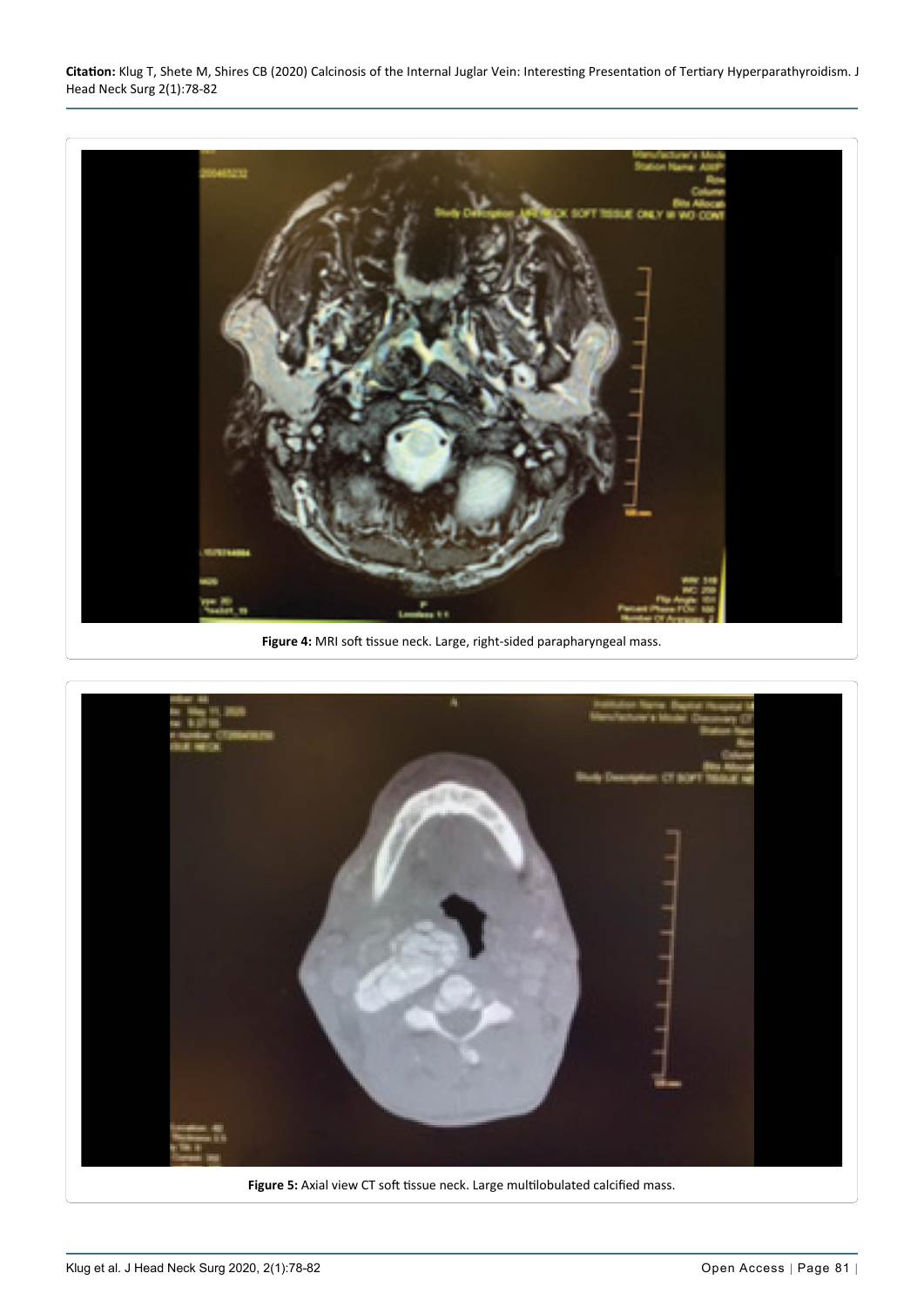**Figure 4:** MRI soft tissue neck. Large, right-sided parapharyngeal mass.

**Figure 5:** Axial view CT soft tissue neck. Large multilobulated calcified mass.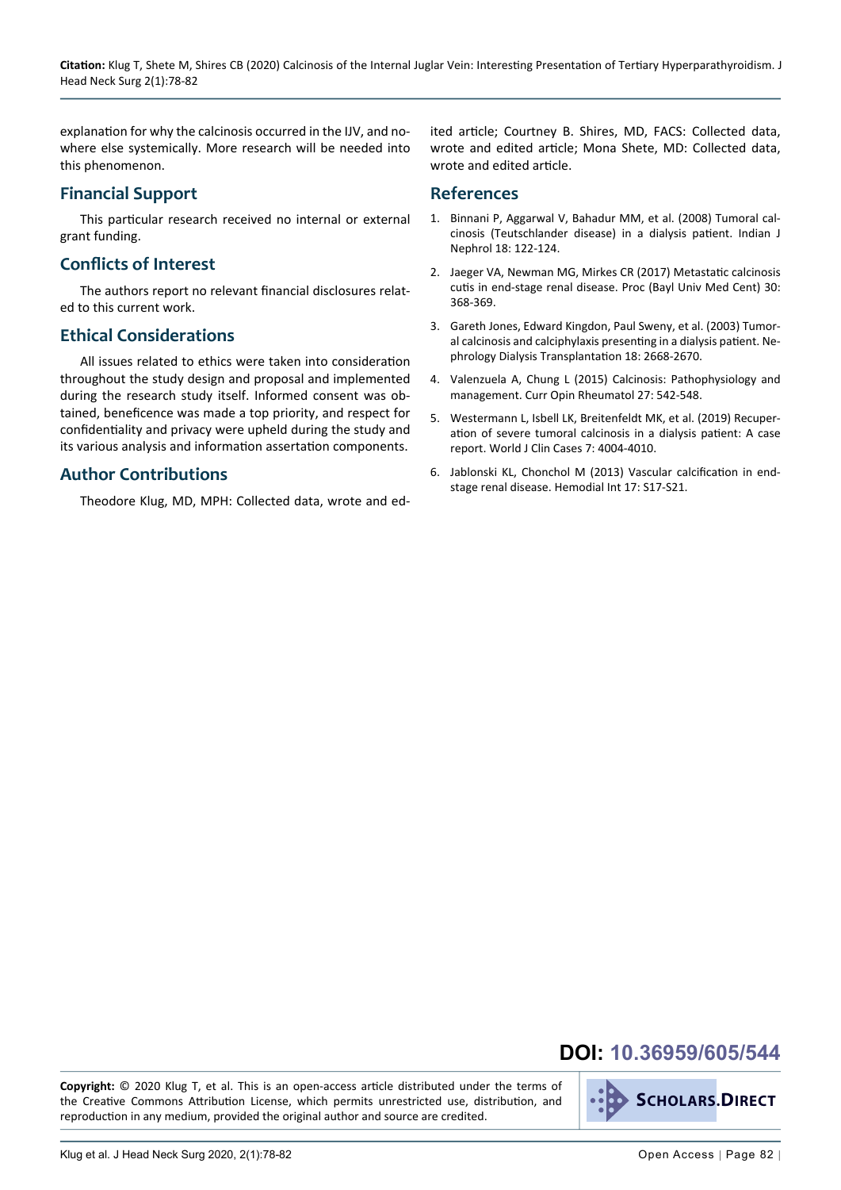explanation for why the calcinosis occurred in the IJV, and nowhere else systemically. More research will be needed into this phenomenon.

## Financial Support

This particular research received no internal or external grant funding.

## Conflicts of Interest

The authors report no relevant financial disclosures related to this current work.

## Ethical Considerations

All issues related to ethics were taken into consideration throughout the study design and proposal and implemented during the research study itself. Informed consent was obtained, beneficence was made a top priority, and respect for confidentiality and privacy were upheld during the study and its various analysis and information assertation components.

## Author Contributions

Theodore Klug, MD, MPH: Collected data, wrote and edited article; Courtney B. Shires, MD, FACS: Collected data, wrote and edited article; Mona Shete, MD: Collected data, wrote and edited article.

## References

1. Binnani P, Aggarwal V, Bahadur MM, et al. (2008) Tumoral calcinosis (Teutschlander disease) in a dialysis patient. Indian J Nephrol 18: 122-124.
2. Jaeger VA, Newman MG, Mirkes CR (2017) Metastatic calcinosis cutis in end-stage renal disease. Proc (Bayl Univ Med Cent) 30: 368-369.
3. Gareth Jones, Edward Kingdon, Paul Sweny, et al. (2003) Tumoral calcinosis and calciphylaxis presenting in a dialysis patient. Nephrology Dialysis Transplantation 18: 2668-2670.
4. Valenzuela A, Chung L (2015) Calcinosis: Pathophysiology and management. Curr Opin Rheumatol 27: 542-548.
5. Westermann L, Isbell LK, Breitenfeldt MK, et al. (2019) Recuperation of severe tumoral calcinosis in a dialysis patient: A case report. World J Clin Cases 7: 4004-4010.
6. Jablonski KL, Chonchol M (2013) Vascular calcification in end-stage renal disease. Hemodial Int 17: S17-S21.

**DOI: 10.36959/605/544**

**Copyright:** © 2020 Klug T, et al. This is an open-access article distributed under the terms of the Creative Commons Attribution License, which permits unrestricted use, distribution, and reproduction in any medium, provided the original author and source are credited.